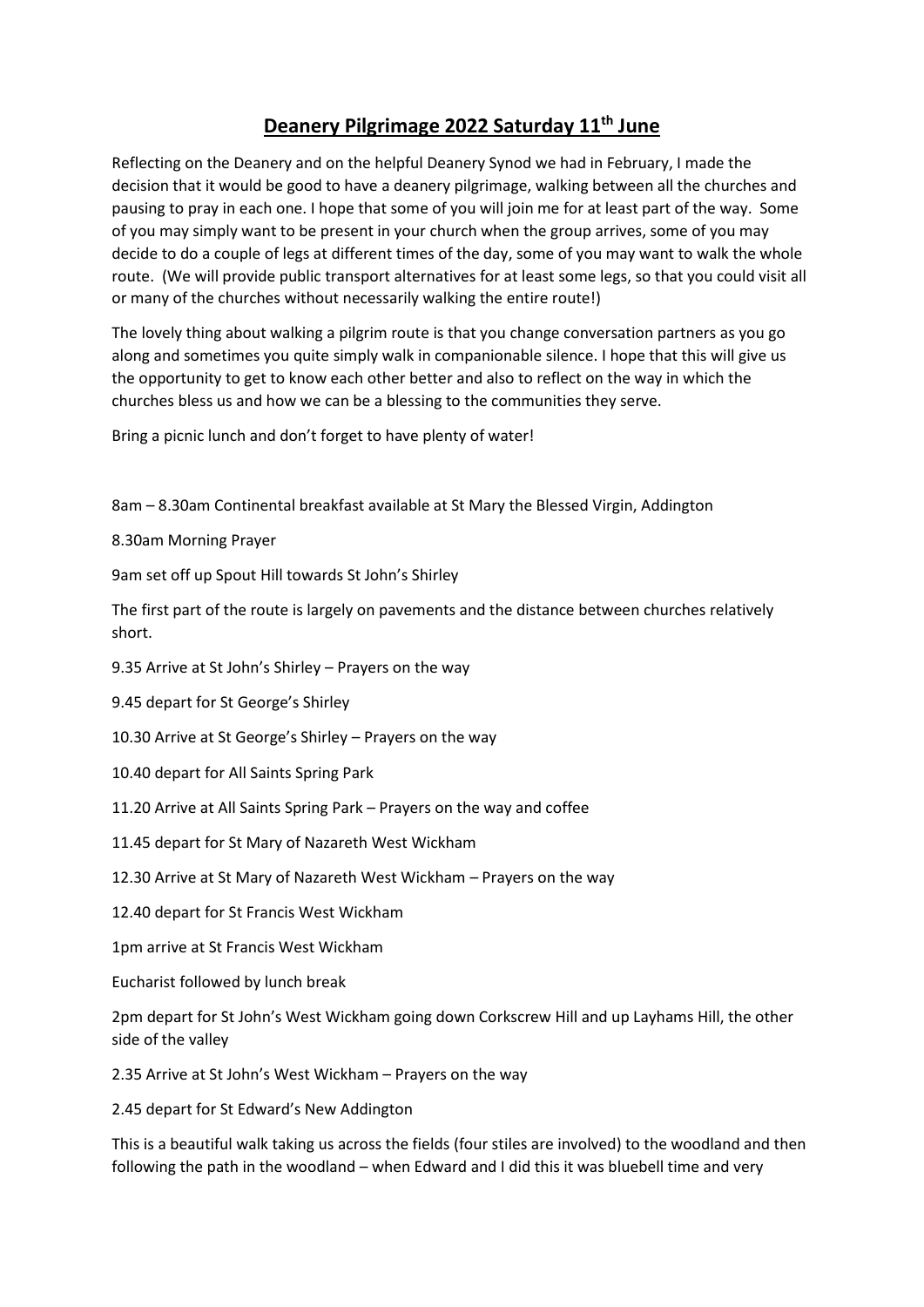# Deanery Pilgrimage 2022 Saturday 11th June

Reflecting on the Deanery and on the helpful Deanery Synod we had in February, I made the decision that it would be good to have a deanery pilgrimage, walking between all the churches and pausing to pray in each one. I hope that some of you will join me for at least part of the way. Some of you may simply want to be present in your church when the group arrives, some of you may decide to do a couple of legs at different times of the day, some of you may want to walk the whole route. (We will provide public transport alternatives for at least some legs, so that you could visit all or many of the churches without necessarily walking the entire route!)

The lovely thing about walking a pilgrim route is that you change conversation partners as you go along and sometimes you quite simply walk in companionable silence. I hope that this will give us the opportunity to get to know each other better and also to reflect on the way in which the churches bless us and how we can be a blessing to the communities they serve.

Bring a picnic lunch and don't forget to have plenty of water!

8am – 8.30am Continental breakfast available at St Mary the Blessed Virgin, Addington

8.30am Morning Prayer

9am set off up Spout Hill towards St John's Shirley

The first part of the route is largely on pavements and the distance between churches relatively short.

9.35 Arrive at St John's Shirley – Prayers on the way

9.45 depart for St George's Shirley

10.30 Arrive at St George's Shirley – Prayers on the way

10.40 depart for All Saints Spring Park

11.20 Arrive at All Saints Spring Park – Prayers on the way and coffee

11.45 depart for St Mary of Nazareth West Wickham

12.30 Arrive at St Mary of Nazareth West Wickham – Prayers on the way

12.40 depart for St Francis West Wickham

1pm arrive at St Francis West Wickham

Eucharist followed by lunch break

2pm depart for St John's West Wickham going down Corkscrew Hill and up Layhams Hill, the other side of the valley

2.35 Arrive at St John's West Wickham – Prayers on the way

2.45 depart for St Edward's New Addington

This is a beautiful walk taking us across the fields (four stiles are involved) to the woodland and then following the path in the woodland – when Edward and I did this it was bluebell time and very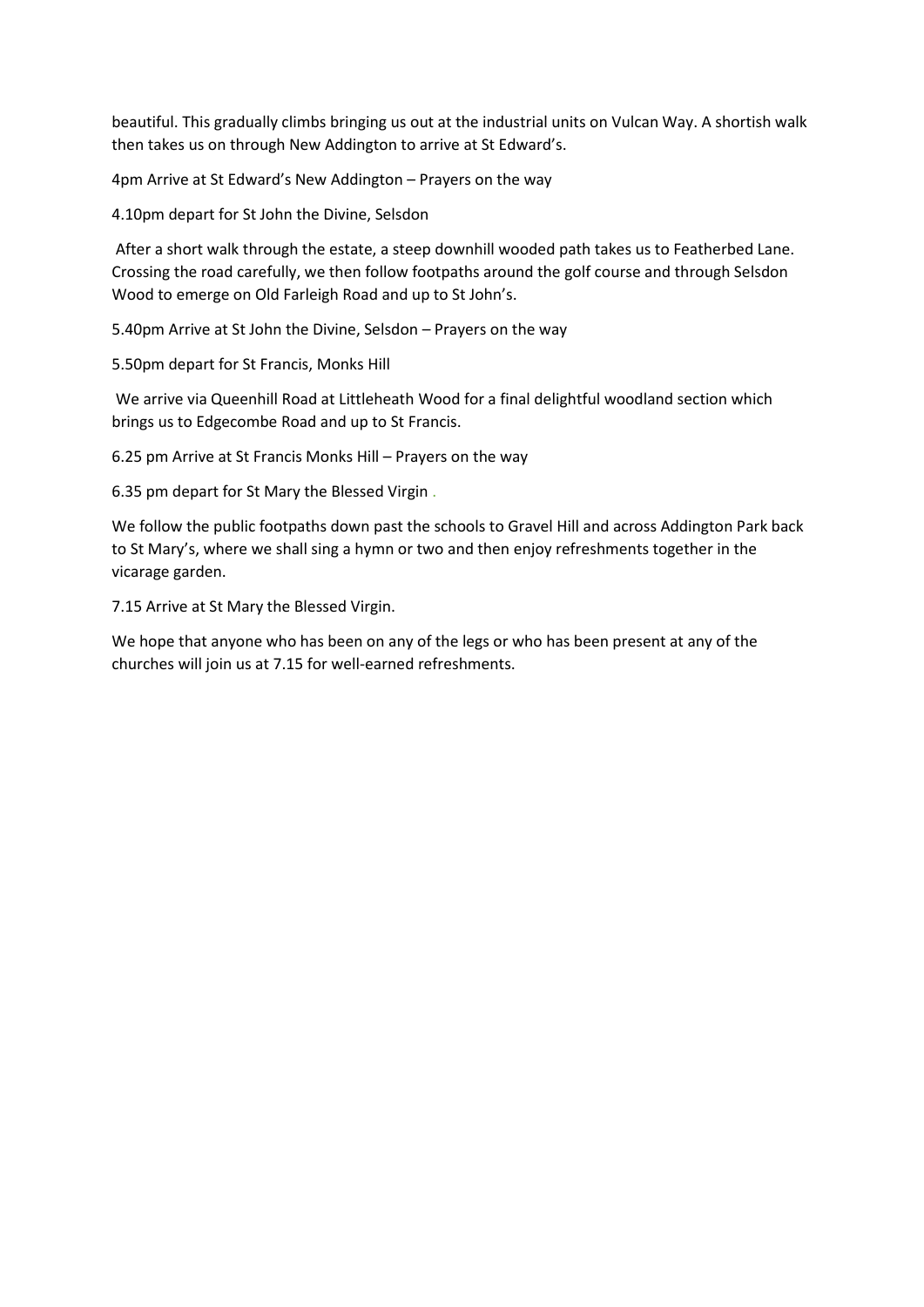beautiful. This gradually climbs bringing us out at the industrial units on Vulcan Way. A shortish walk then takes us on through New Addington to arrive at St Edward's.

4pm Arrive at St Edward's New Addington – Prayers on the way

4.10pm depart for St John the Divine, Selsdon

After a short walk through the estate, a steep downhill wooded path takes us to Featherbed Lane. Crossing the road carefully, we then follow footpaths around the golf course and through Selsdon Wood to emerge on Old Farleigh Road and up to St John's.

5.40pm Arrive at St John the Divine, Selsdon – Prayers on the way

5.50pm depart for St Francis, Monks Hill

We arrive via Queenhill Road at Littleheath Wood for a final delightful woodland section which brings us to Edgecombe Road and up to St Francis.

6.25 pm Arrive at St Francis Monks Hill – Prayers on the way

6.35 pm depart for St Mary the Blessed Virgin .

We follow the public footpaths down past the schools to Gravel Hill and across Addington Park back to St Mary's, where we shall sing a hymn or two and then enjoy refreshments together in the vicarage garden.

7.15 Arrive at St Mary the Blessed Virgin.

We hope that anyone who has been on any of the legs or who has been present at any of the churches will join us at 7.15 for well-earned refreshments.